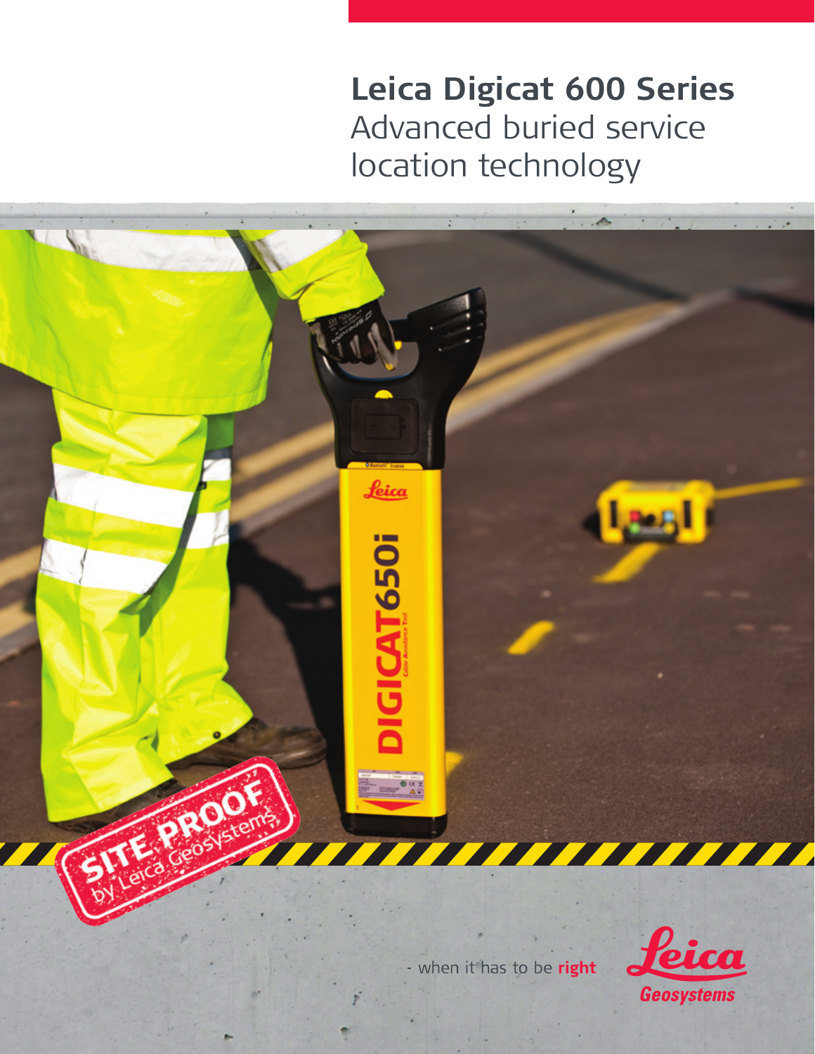# Leica Digicat 600 Series

Advanced buried service location technology

SITE PROOF
by Leica Geosystems

- when it has to be **right**

Leica Geosystems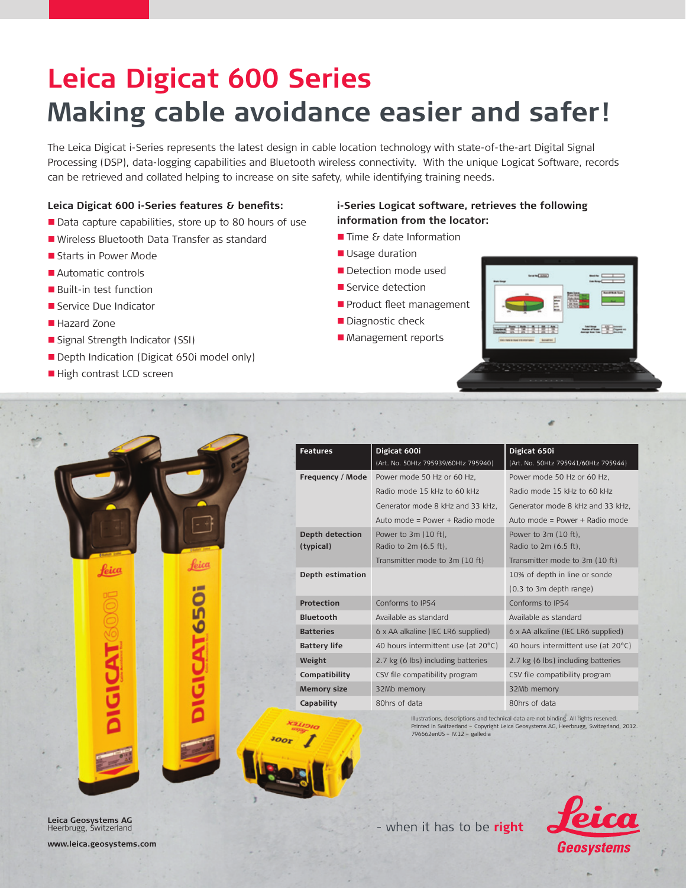# Leica Digicat 600 Series

# Making cable avoidance easier and safer!

The Leica Digicat i-Series represents the latest design in cable location technology with state-of-the-art Digital Signal Processing (DSP), data-logging capabilities and Bluetooth wireless connectivity. With the unique Logicat Software, records can be retrieved and collated helping to increase on site safety, while identifying training needs.

**Leica Digicat 600 i-Series features & benefits:**

- Data capture capabilities, store up to 80 hours of use
- Wireless Bluetooth Data Transfer as standard
- Starts in Power Mode
- Automatic controls
- Built-in test function
- Service Due Indicator
- Hazard Zone
- Signal Strength Indicator (SSI)
- Depth Indication (Digicat 650i model only)
- High contrast LCD screen

**i-Series Logicat software, retrieves the following information from the locator:**

- Time & date Information
- Usage duration
- Detection mode used
- Service detection
- Product fleet management
- Diagnostic check
- Management reports

| Features | Digicat 600i (Art. No. 50Htz 795939/60Htz 795940) | Digicat 650i (Art. No. 50Htz 795941/60Htz 795944) |
|---|---|---|
| Frequency / Mode | Power mode 50 Hz or 60 Hz, Radio mode 15 kHz to 60 kHz Generator mode 8 kHz and 33 kHz, Auto mode = Power + Radio mode | Power mode 50 Hz or 60 Hz, Radio mode 15 kHz to 60 kHz Generator mode 8 kHz and 33 kHz, Auto mode = Power + Radio mode |
| Depth detection (typical) | Power to 3m (10 ft), Radio to 2m (6.5 ft), Transmitter mode to 3m (10 ft) | Power to 3m (10 ft), Radio to 2m (6.5 ft), Transmitter mode to 3m (10 ft) |
| Depth estimation | | 10% of depth in line or sonde (0.3 to 3m depth range) |
| Protection | Conforms to IP54 | Conforms to IP54 |
| Bluetooth | Available as standard | Available as standard |
| Batteries | 6 x AA alkaline (IEC LR6 supplied) | 6 x AA alkaline (IEC LR6 supplied) |
| Battery life | 40 hours intermittent use (at 20°C) | 40 hours intermittent use (at 20°C) |
| Weight | 2.7 kg (6 lbs) including batteries | 2.7 kg (6 lbs) including batteries |
| Compatibility | CSV file compatibility program | CSV file compatibility program |
| Memory size | 32Mb memory | 32Mb memory |
| Capability | 80hrs of data | 80hrs of data |

Illustrations, descriptions and technical data are not binding. All rights reserved.
Printed in Switzerland – Copyright Leica Geosystems AG, Heerbrugg, Switzerland, 2012.
796662enUS – IV.12 – galledia

**Leica Geosystems AG**
Heerbrugg, Switzerland

**www.leica.geosystems.com**

- when it has to be **right**

Leica Geosystems